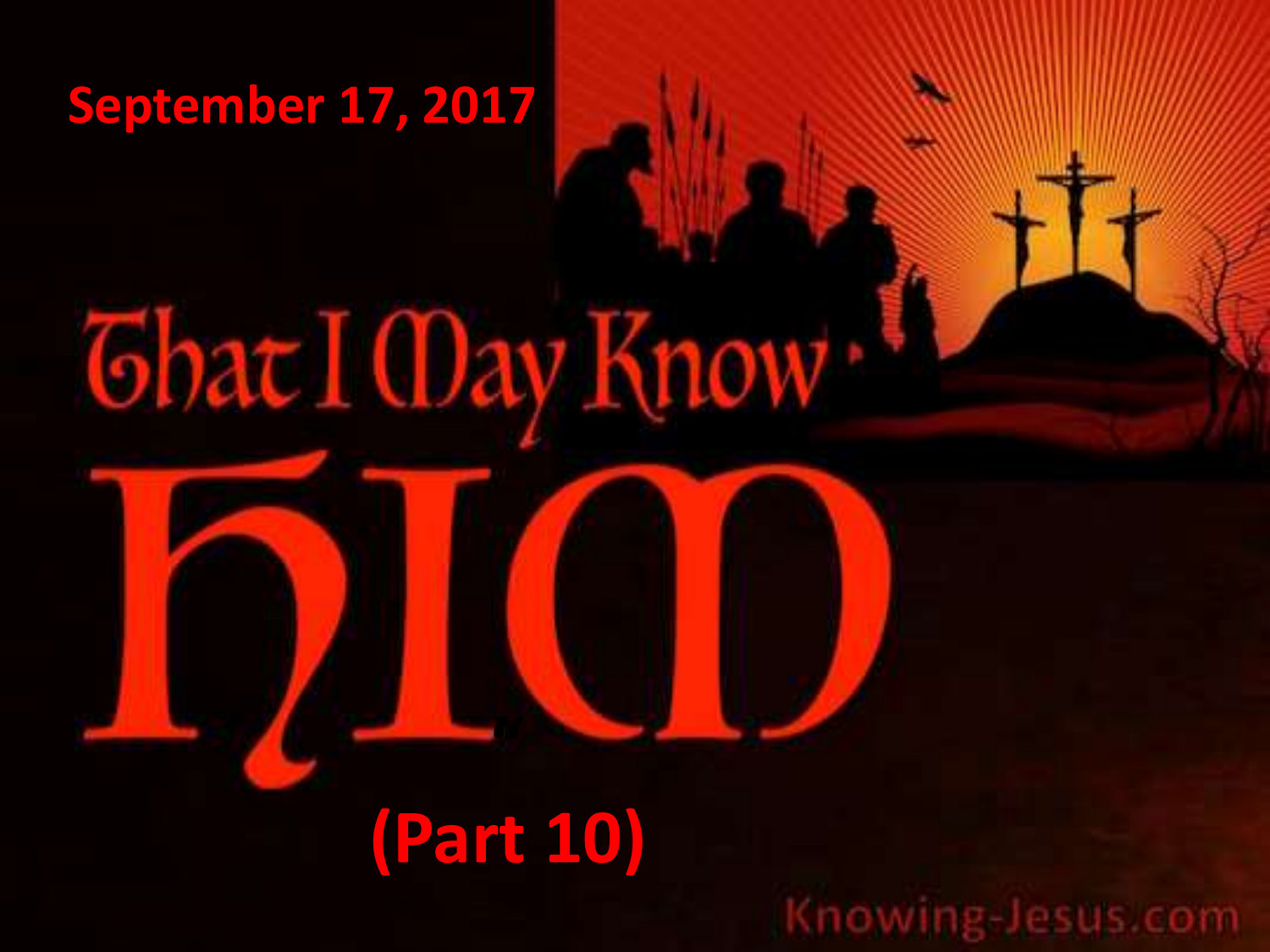September 17, 2017

# That I May Know HIM

(Part 10)

Knowing-Jesus.com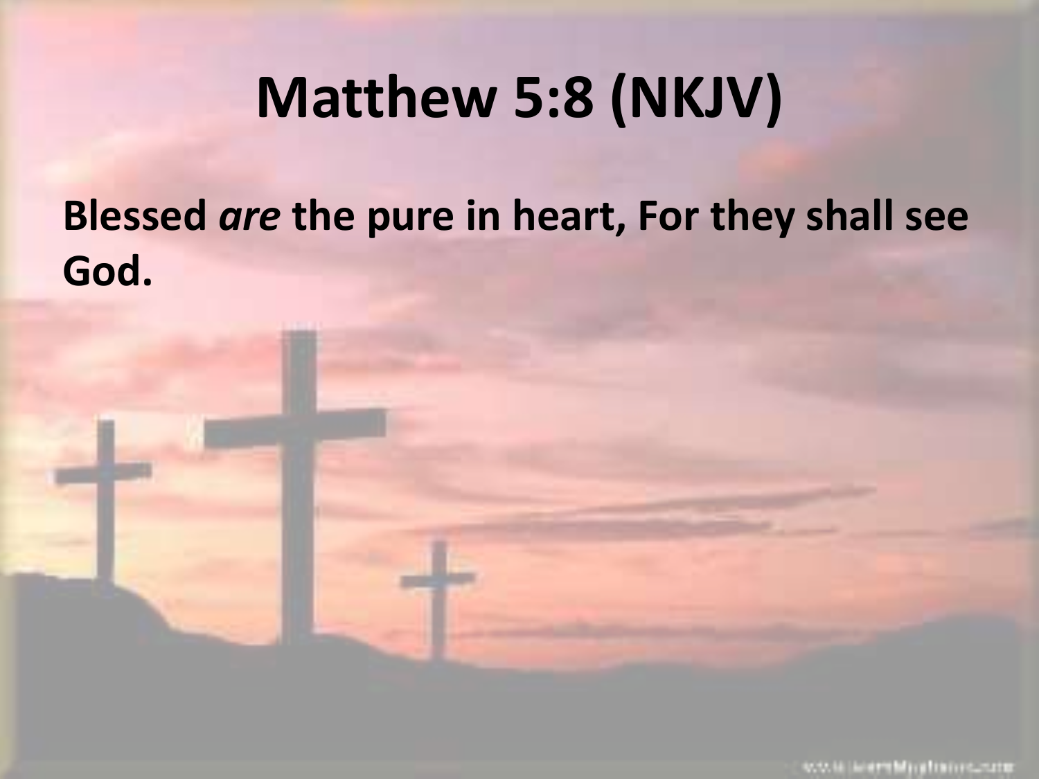# Matthew 5:8 (NKJV)

**Blessed *are* the pure in heart, For they shall see God.**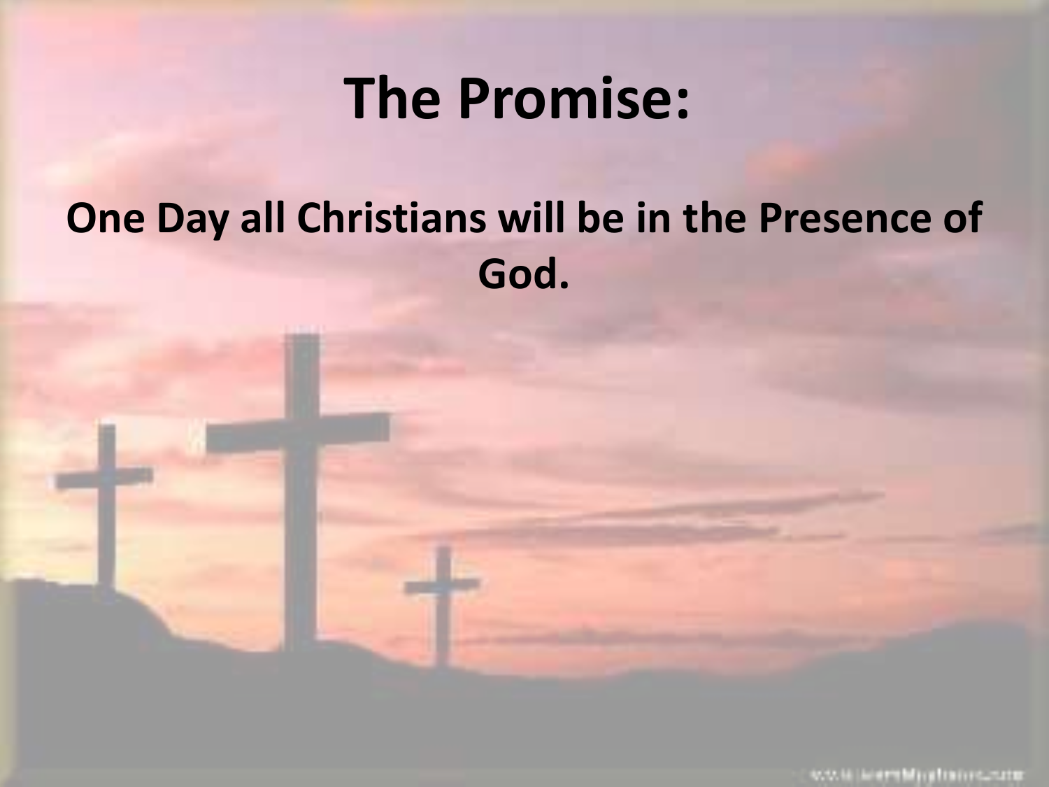# The Promise:

**One Day all Christians will be in the Presence of God.**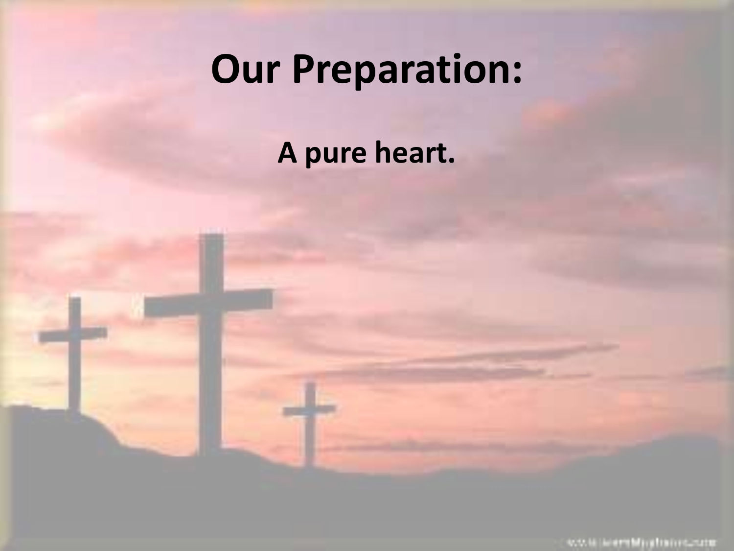# Our Preparation:

**A pure heart.**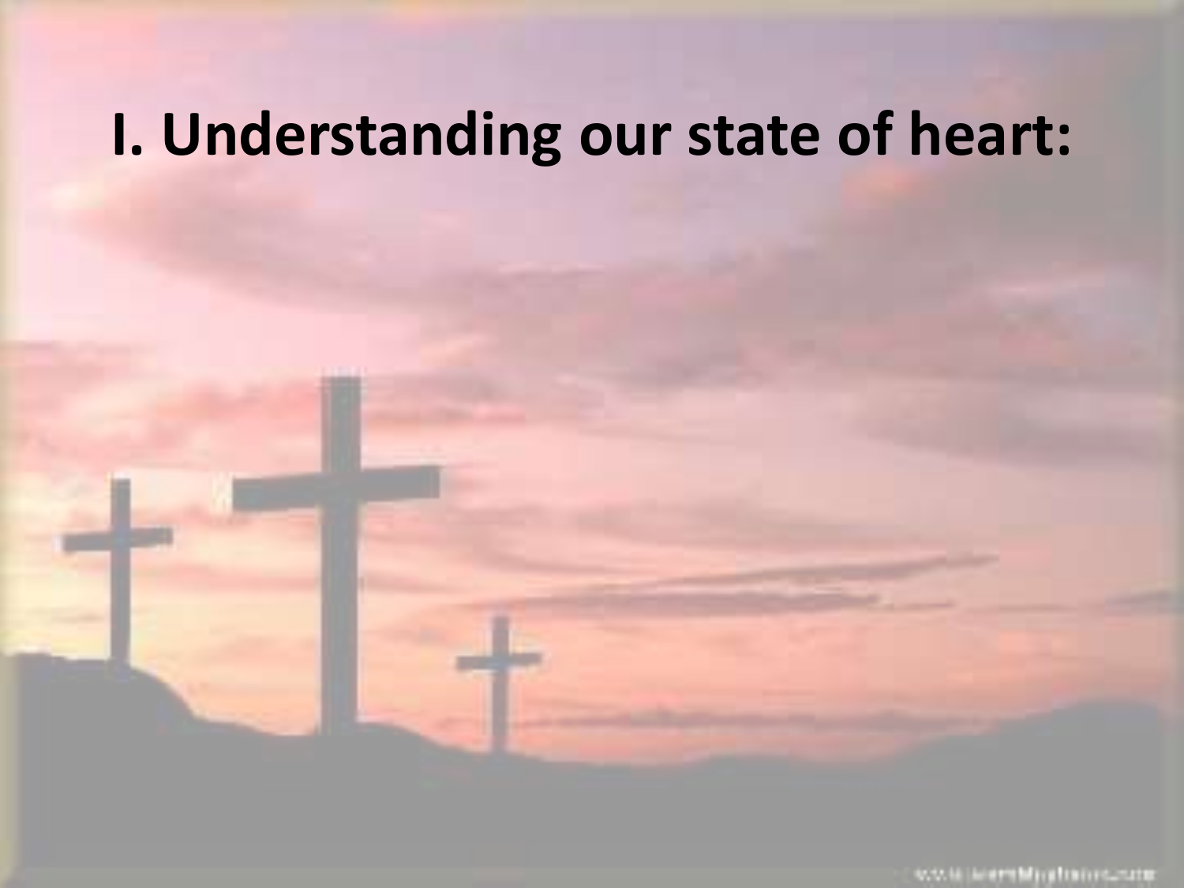# I. Understanding our state of heart: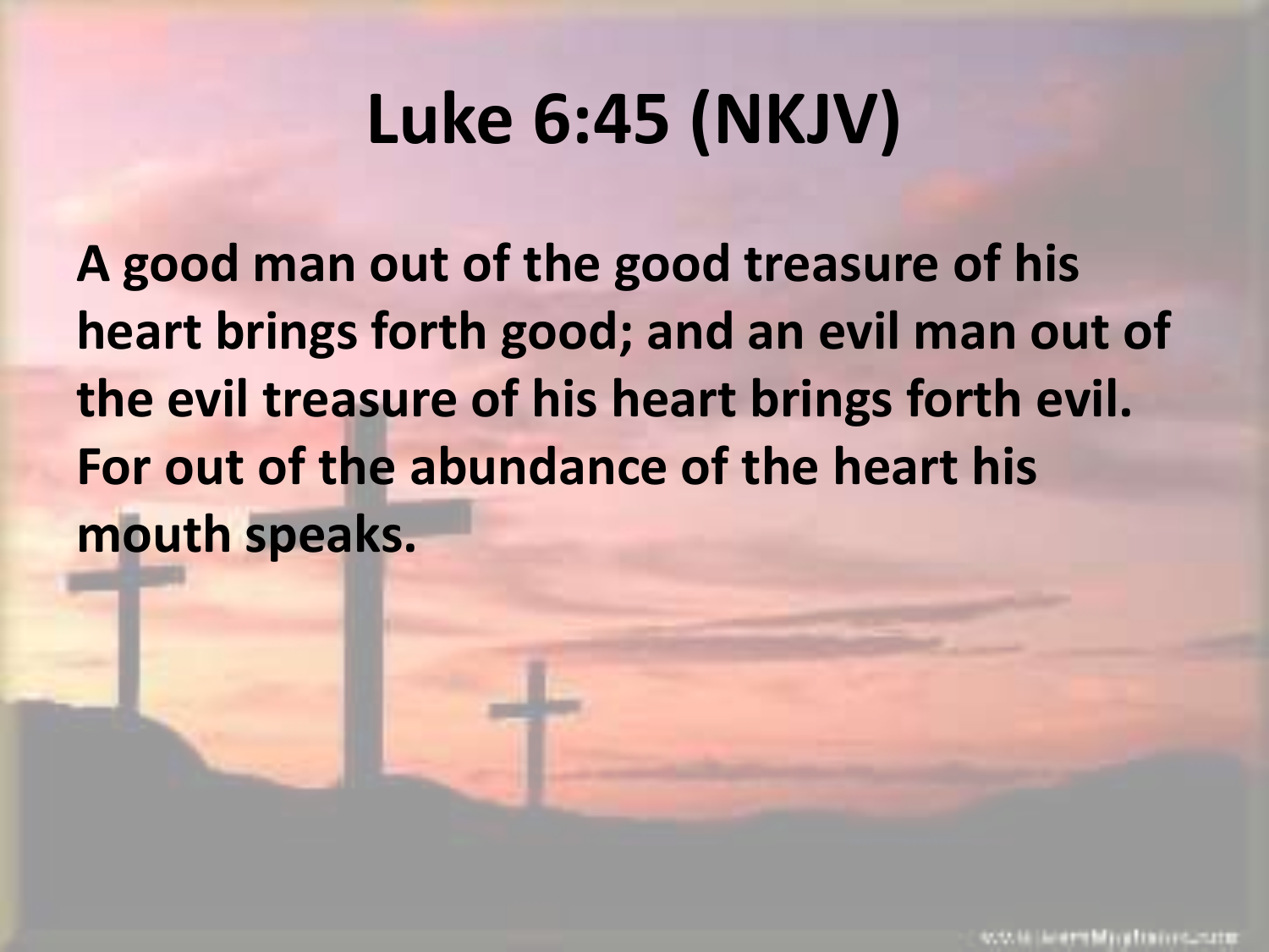# Luke 6:45 (NKJV)

**A good man out of the good treasure of his heart brings forth good; and an evil man out of the evil treasure of his heart brings forth evil. For out of the abundance of the heart his mouth speaks.**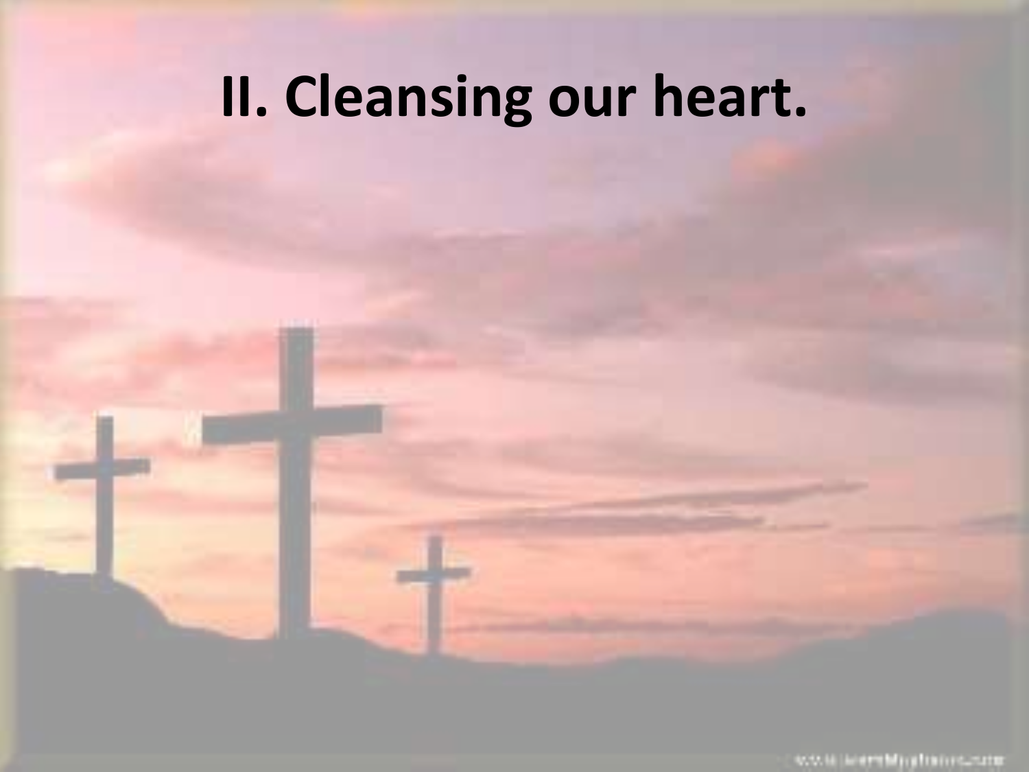# II. Cleansing our heart.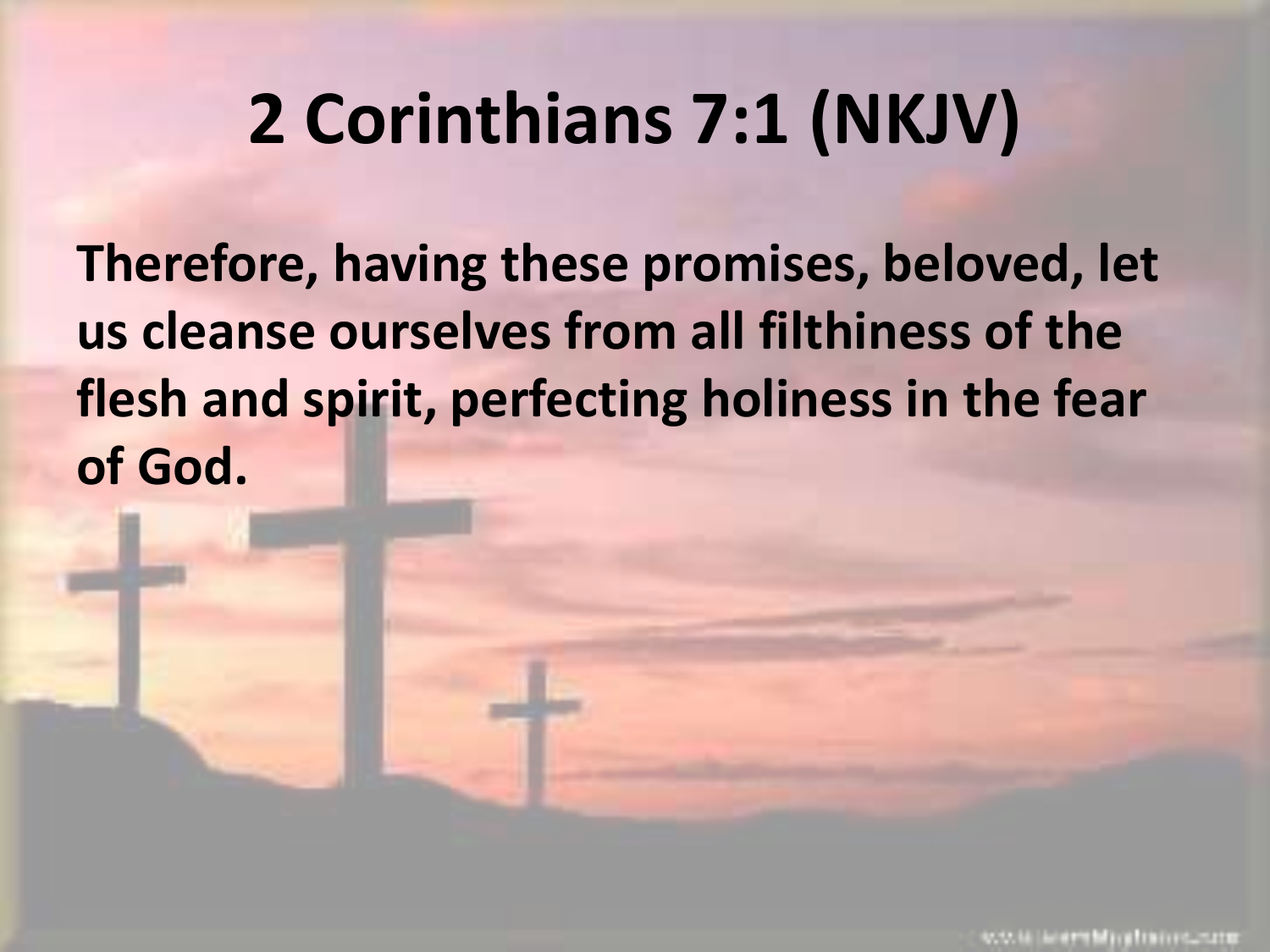# 2 Corinthians 7:1 (NKJV)

**Therefore, having these promises, beloved, let us cleanse ourselves from all filthiness of the flesh and spirit, perfecting holiness in the fear of God.**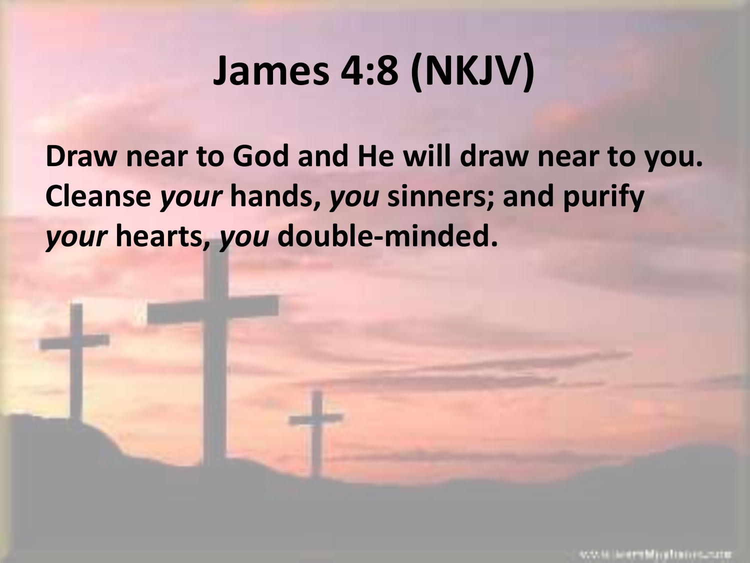# James 4:8 (NKJV)

**Draw near to God and He will draw near to you. Cleanse *your* hands, *you* sinners; and purify *your* hearts, *you* double-minded.**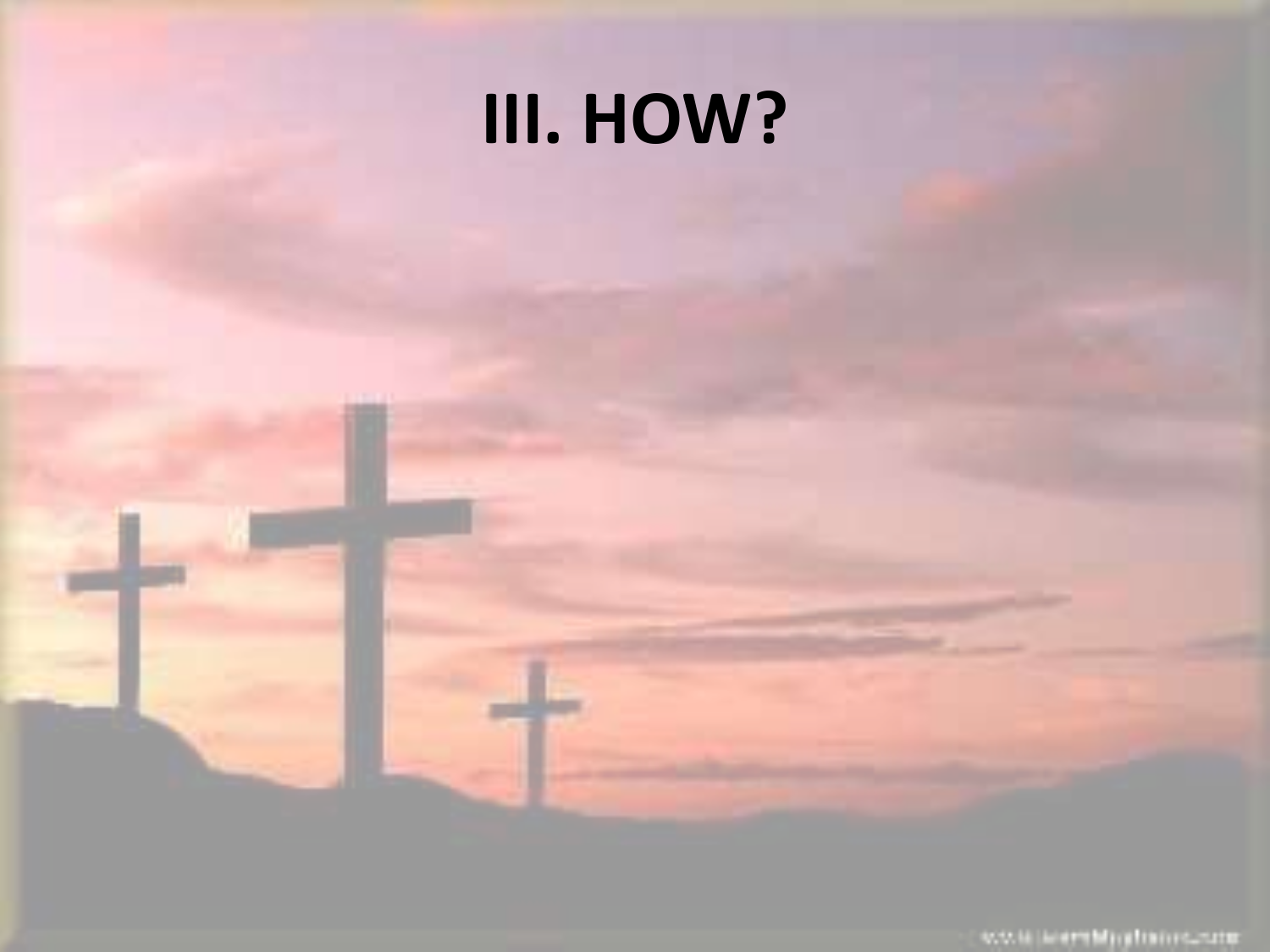# III. HOW?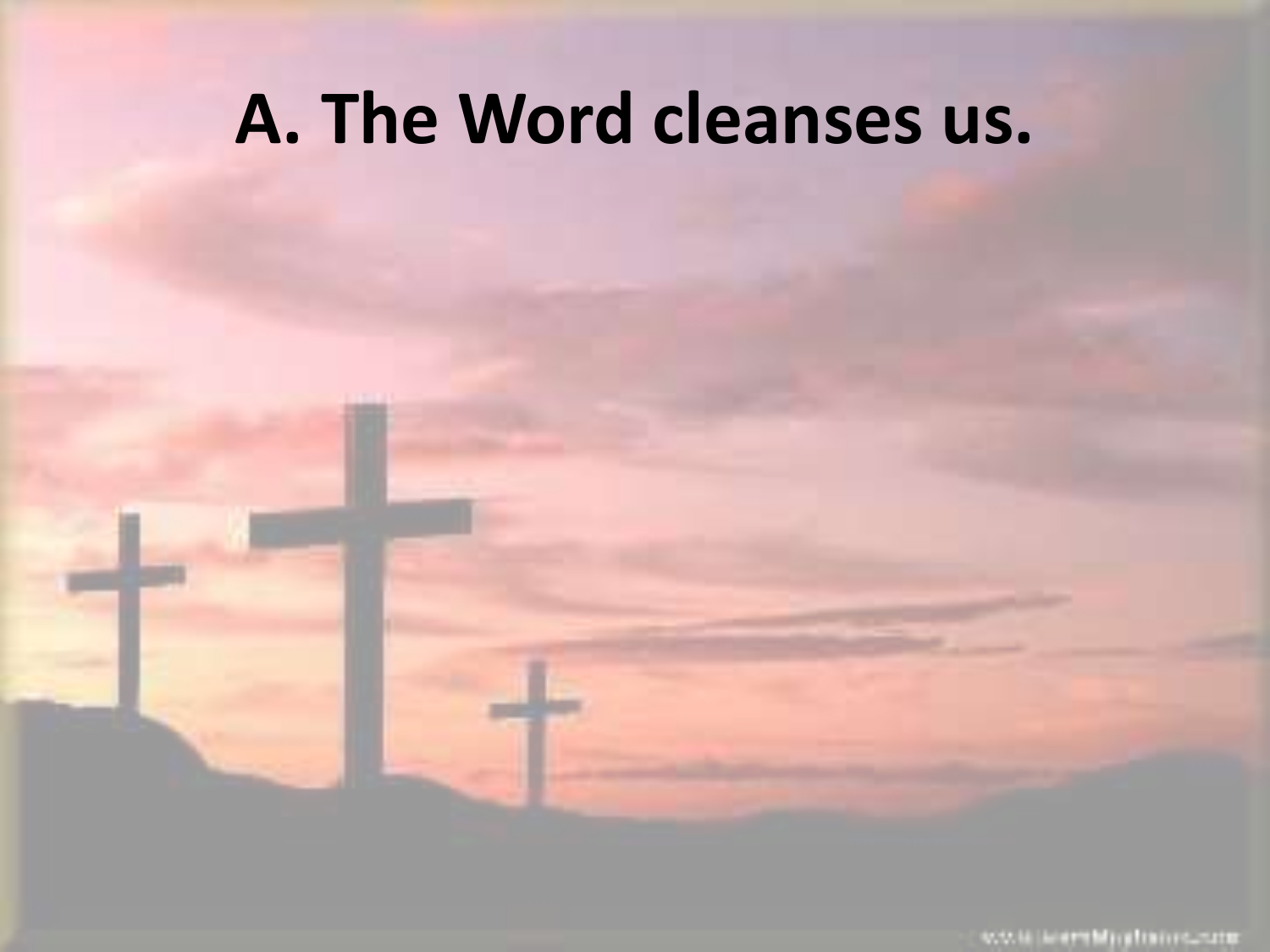# A. The Word cleanses us.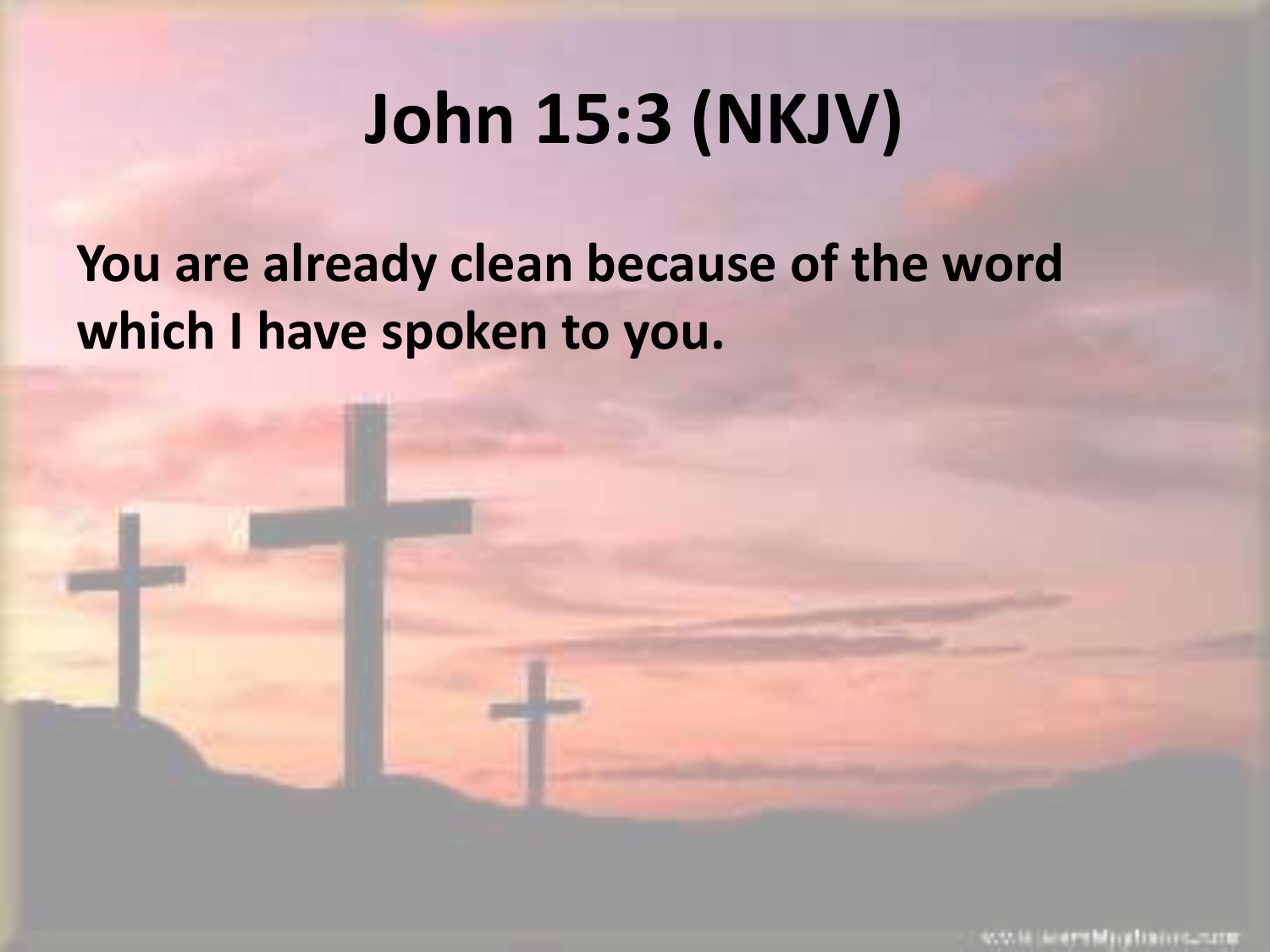# John 15:3 (NKJV)

**You are already clean because of the word which I have spoken to you.**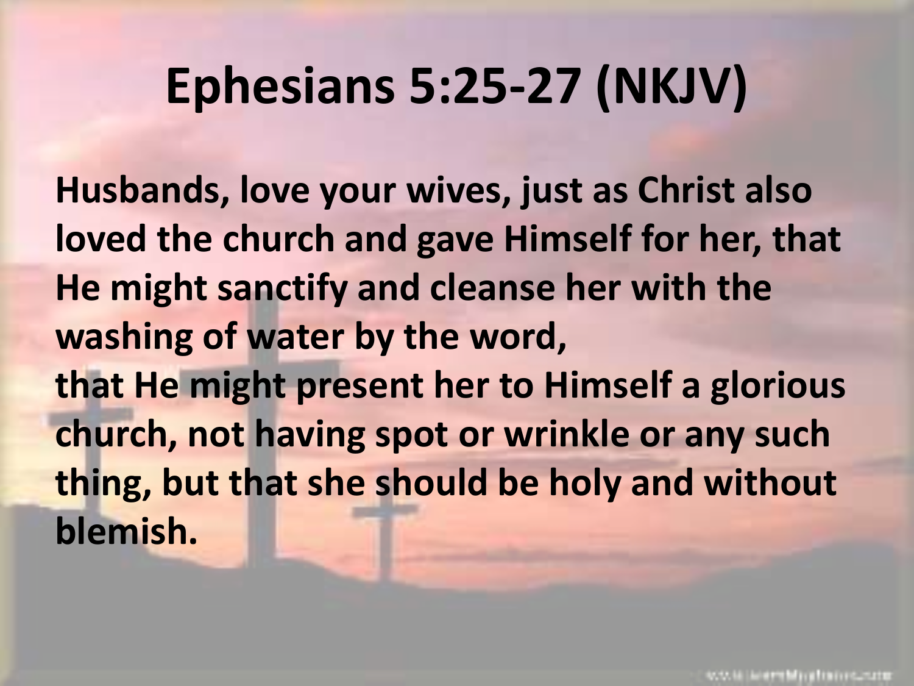# Ephesians 5:25-27 (NKJV)

**Husbands, love your wives, just as Christ also loved the church and gave Himself for her, that He might sanctify and cleanse her with the washing of water by the word,**
**that He might present her to Himself a glorious church, not having spot or wrinkle or any such thing, but that she should be holy and without blemish.**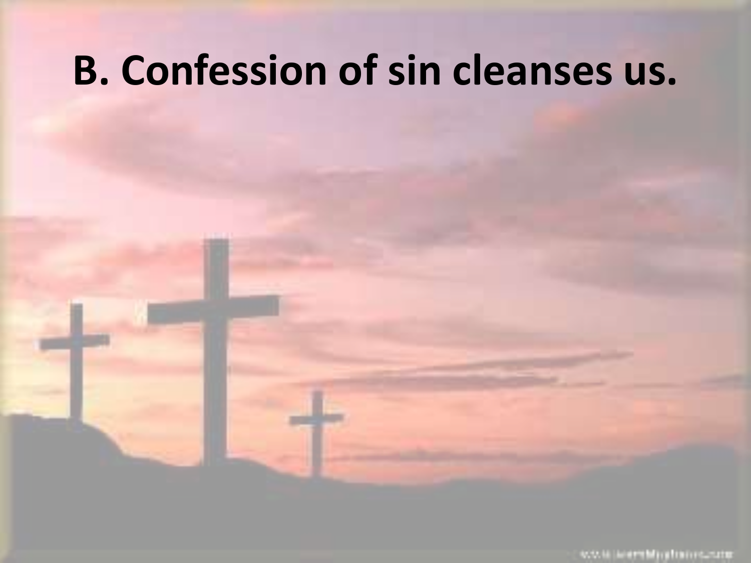# B. Confession of sin cleanses us.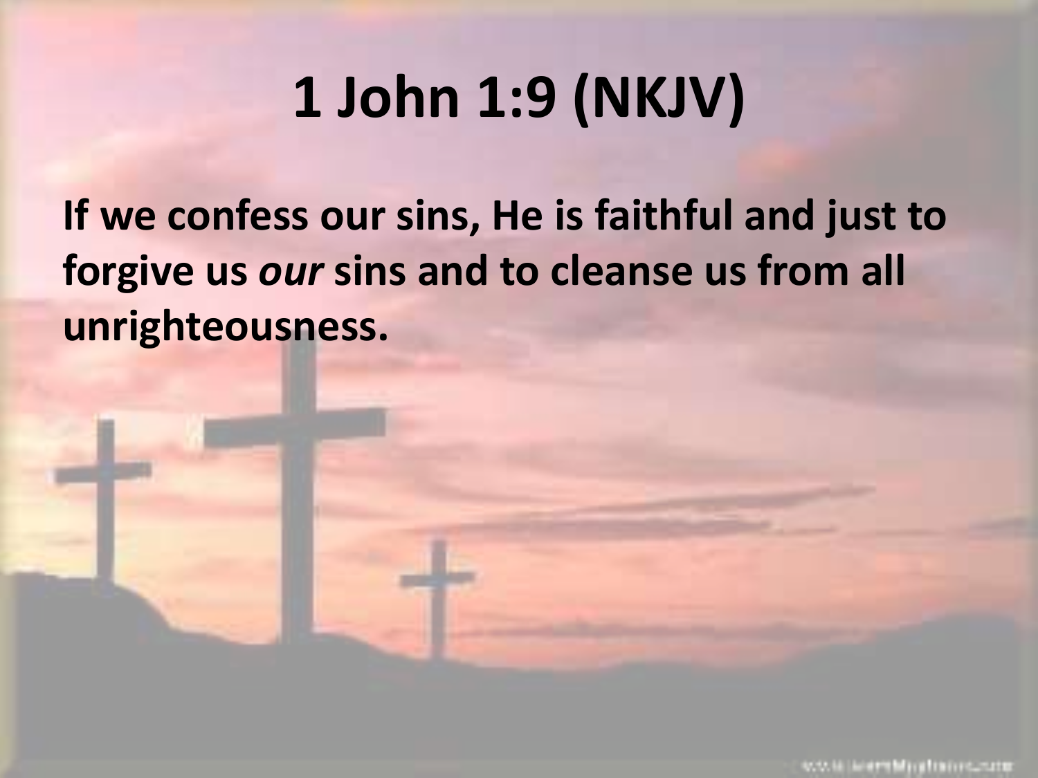# 1 John 1:9 (NKJV)

**If we confess our sins, He is faithful and just to forgive us *our* sins and to cleanse us from all unrighteousness.**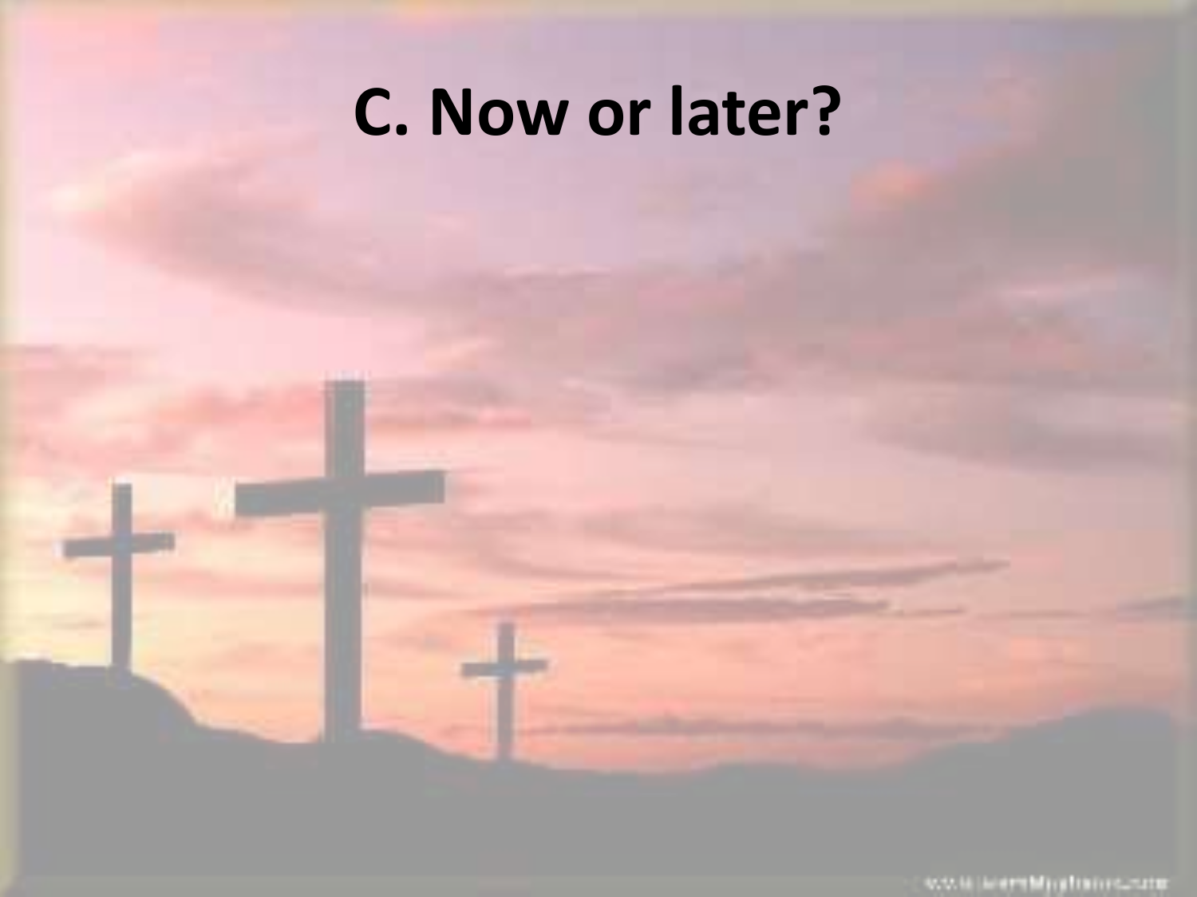# C. Now or later?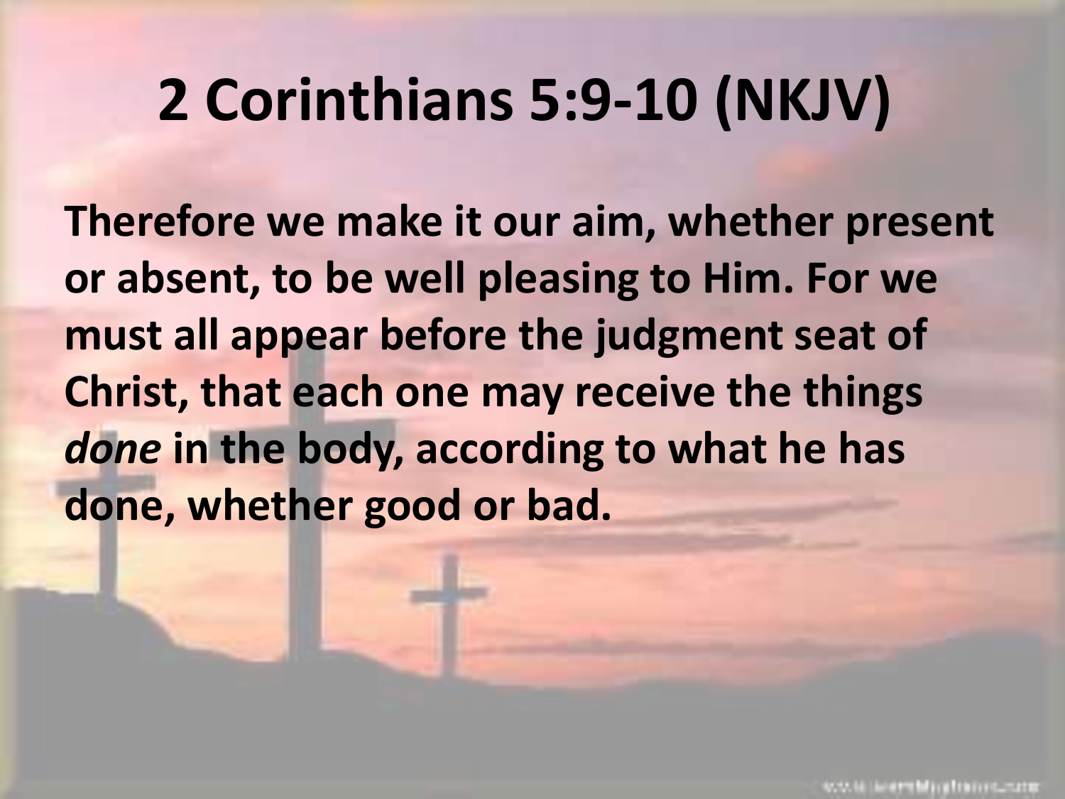# 2 Corinthians 5:9-10 (NKJV)

**Therefore we make it our aim, whether present or absent, to be well pleasing to Him. For we must all appear before the judgment seat of Christ, that each one may receive the things *done* in the body, according to what he has done, whether good or bad.**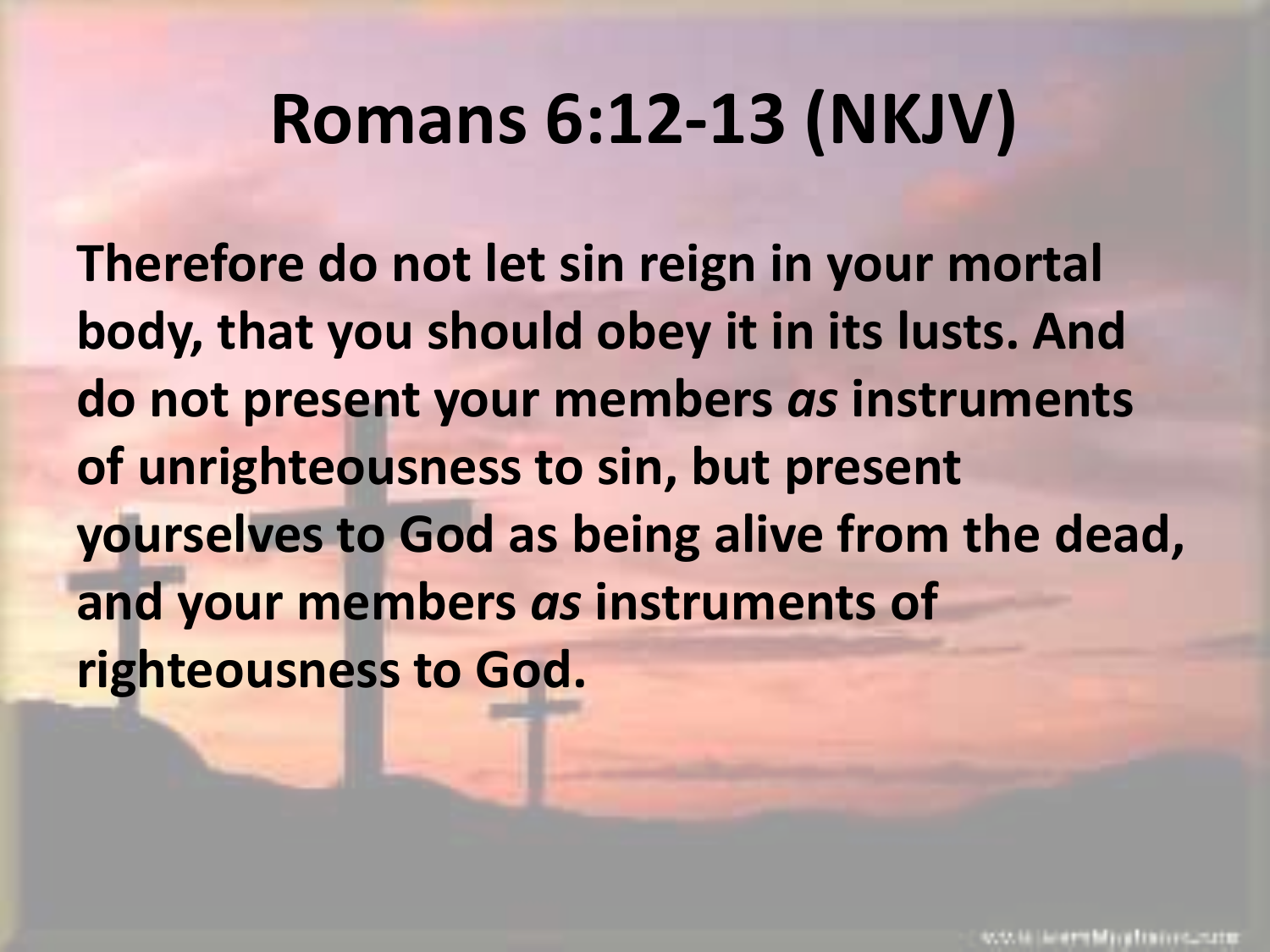# Romans 6:12-13 (NKJV)

**Therefore do not let sin reign in your mortal body, that you should obey it in its lusts. And do not present your members *as* instruments of unrighteousness to sin, but present yourselves to God as being alive from the dead, and your members *as* instruments of righteousness to God.**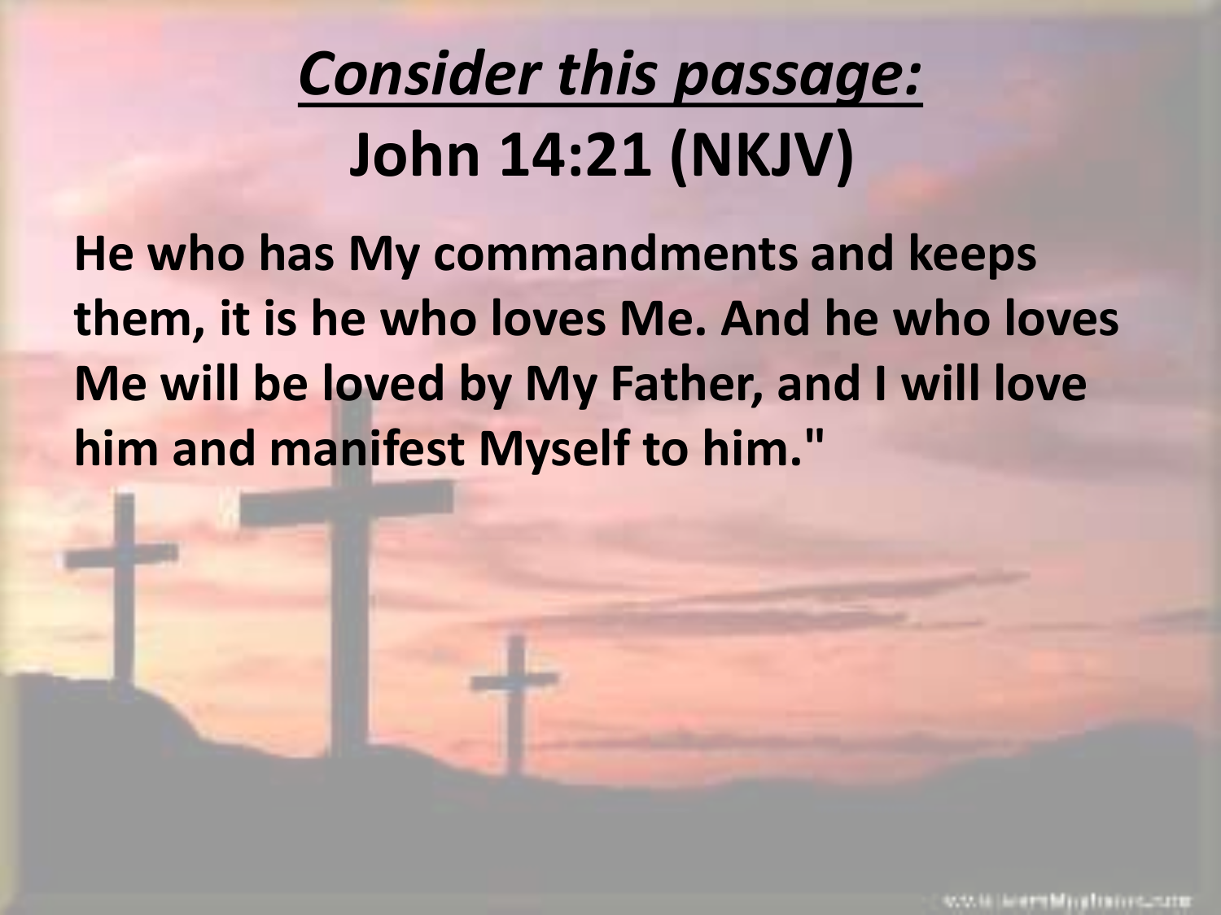# *Consider this passage:*

# John 14:21 (NKJV)

**He who has My commandments and keeps them, it is he who loves Me. And he who loves Me will be loved by My Father, and I will love him and manifest Myself to him."**